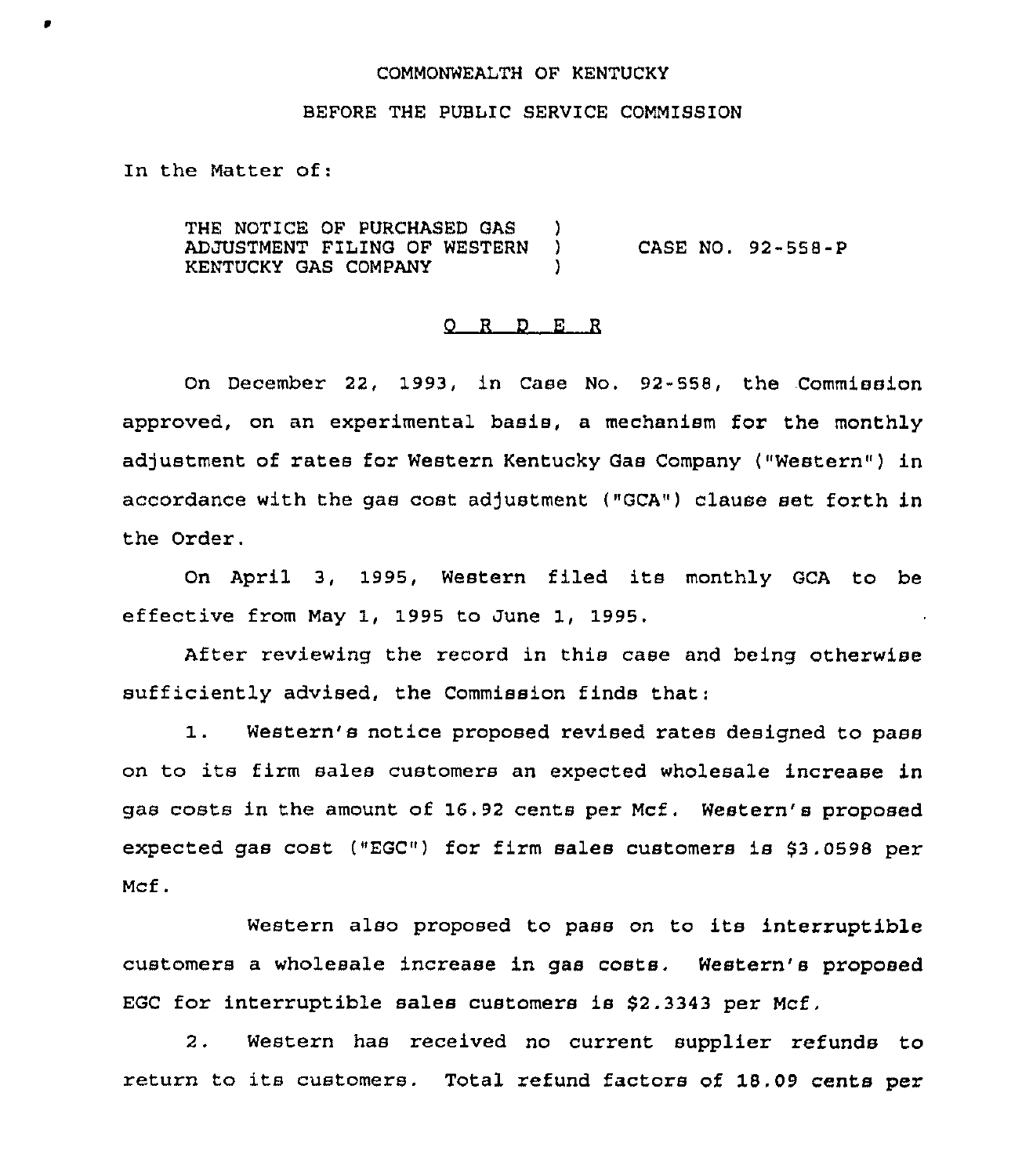COMMONWEALTH OF KENTUCKY

BEFORE THE PUBLIC SERVICE COMMISSION

In the Matter of:

THE NOTICE OF PURCHASED GAS ADJUSTMENT FILING OF WESTERN KENTUCKY GAS COMPANY ) CASE NO. 92-558-P

O R D E R

On December 22, 1993, in Case No. 92-558, the Commission approved, on an experimental basis, a mechanism for the monthly adjustment of rates for Western Kentucky Gas Company ("Western") in accordance with the gas cost adjustment ("GCA") clause set forth in the Order.

On April 3, 1995, Western filed its monthly GCA to be effective from May 1, 1995 to June 1, 1995.

After reviewing the record in this case and being otherwise sufficiently advised, the Commission finds that:

1. Western's notice proposed revised rates designed to pass on to its firm sales customers an expected wholesale increase in gas costs in the amount of 16.92 cents per Mcf. Western's proposed expected gas cost ("EGC") for firm sales customers is $3.0598 per Mcf.

Western also proposed to pass on to its interruptible customers a wholesale increase in gas costs. Western's proposed EGC for interruptible sales customers is $2.3343 per Mcf.

2. Western has received no current supplier refunds to return to its customers. Total refund factors of 18.09 cents per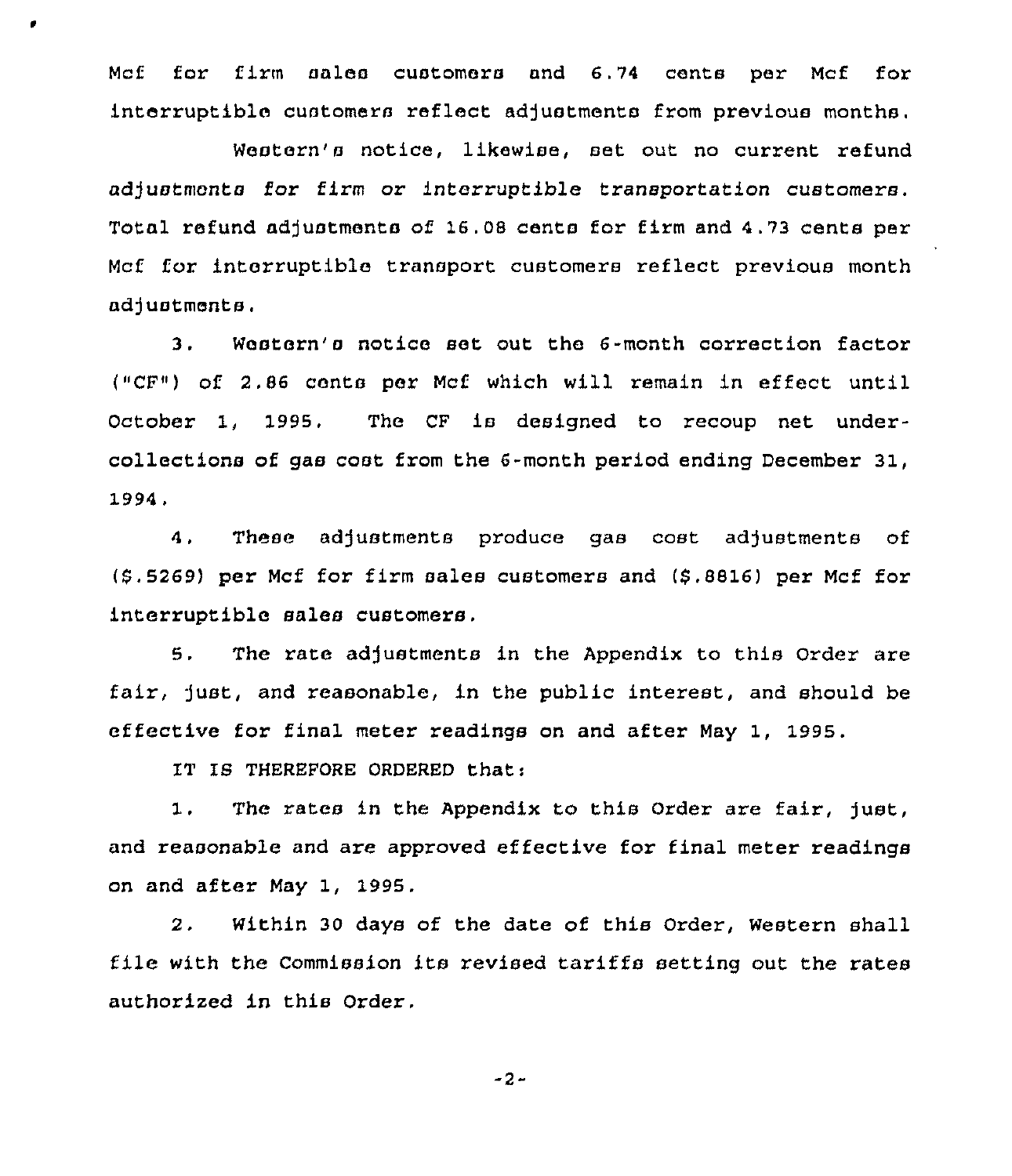Mcf for firm sales customers and 6.74 cents per Mcf for interruptible customers reflect adjustments from previous months.

Western's notice, likewise, set out no current refund adjustments for firm or interruptible transportation customers. Total refund adjustments of 16.08 cents for firm and 4.73 cents per Mcf for interruptible transport customers reflect previous month adjustments.

3. Western's notice set out the 6-month correction factor ("CF") of 2.86 cents per Mcf which will remain in effect until October 1, 1995. The CF is designed to recoup net under-collections of gas cost from the 6-month period ending December 31, 1994.

4. These adjustments produce gas cost adjustments of ($.5269) per Mcf for firm sales customers and ($.8816) per Mcf for interruptible sales customers.

5. The rate adjustments in the Appendix to this Order are fair, just, and reasonable, in the public interest, and should be effective for final meter readings on and after May 1, 1995.

IT IS THEREFORE ORDERED that:

1. The rates in the Appendix to this Order are fair, just, and reasonable and are approved effective for final meter readings on and after May 1, 1995.

2. Within 30 days of the date of this Order, Western shall file with the Commission its revised tariffs setting out the rates authorized in this Order.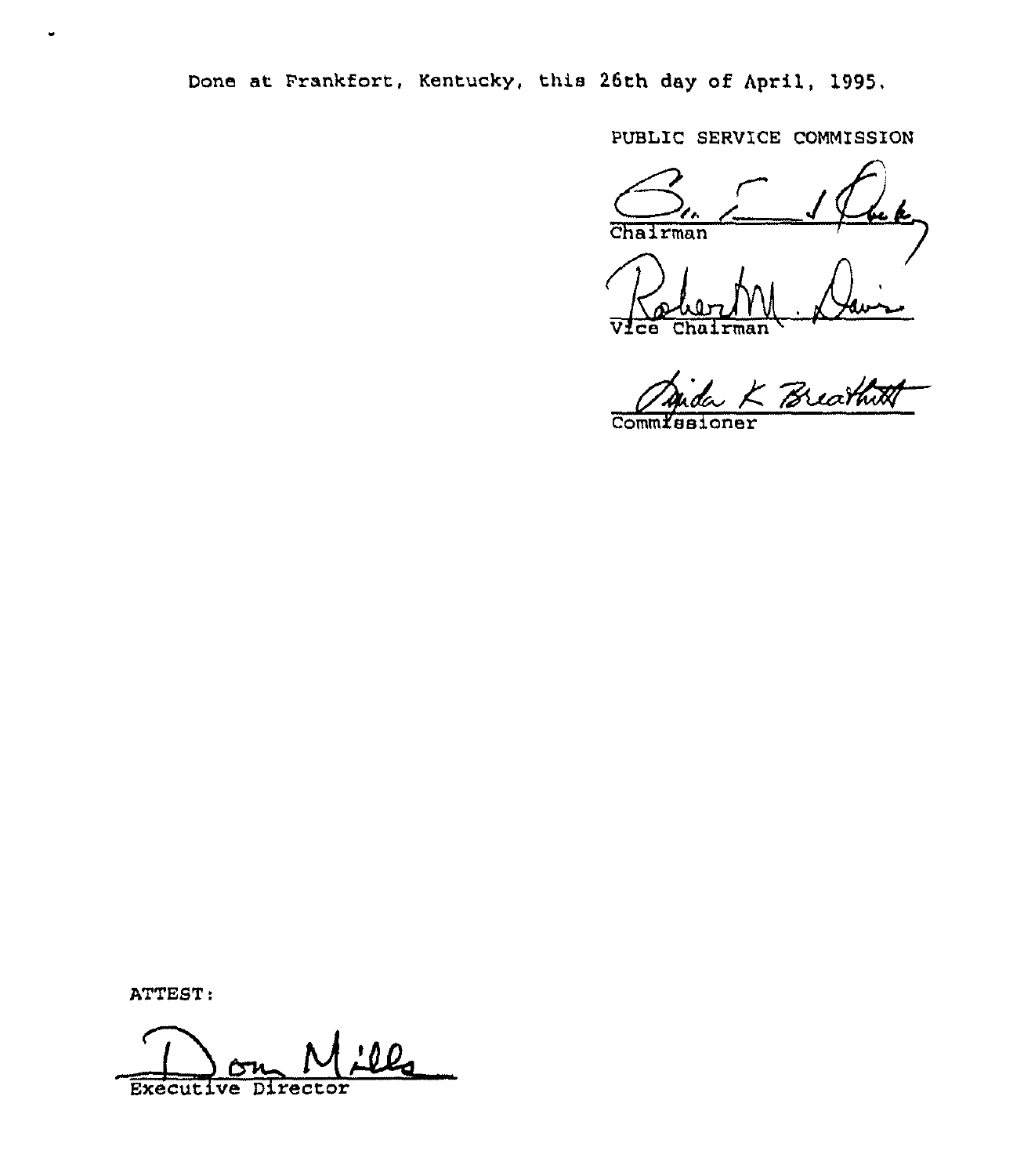Done at Frankfort, Kentucky, this 26th day of April, 1995.

PUBLIC SERVICE COMMISSION

Chairman

Vice Chairman

Commissioner

ATTEST:

Executive Director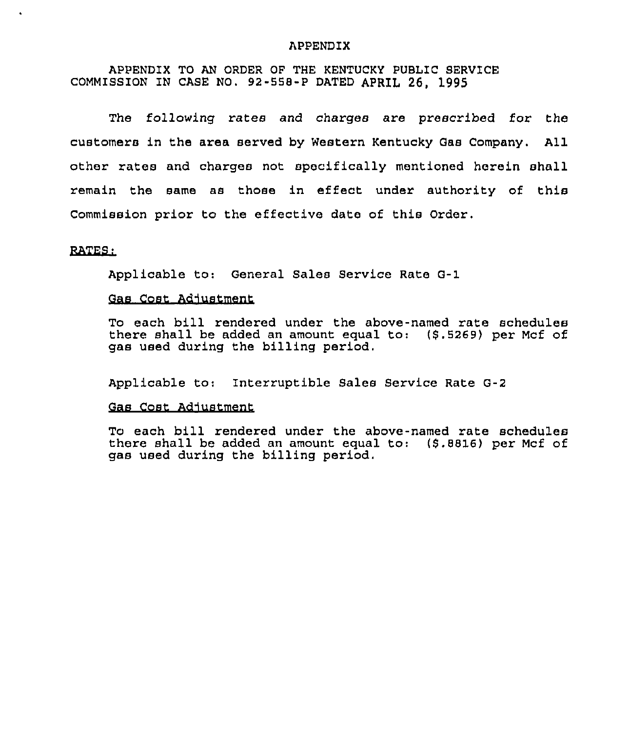# APPENDIX

APPENDIX TO AN ORDER OF THE KENTUCKY PUBLIC SERVICE COMMISSION IN CASE NO. 92-558-P DATED APRIL 26, 1995

The following rates and charges are prescribed for the customers in the area served by Western Kentucky Gas Company. All other rates and charges not specifically mentioned herein shall remain the same as those in effect under authority of this Commission prior to the effective date of this Order.

RATES:

Applicable to: General Sales Service Rate G-1

Gas Cost Adjustment

To each bill rendered under the above-named rate schedules there shall be added an amount equal to: ($.5269) per Mcf of gas used during the billing period.

Applicable to: Interruptible Sales Service Rate G-2

Gas Cost Adjustment

To each bill rendered under the above-named rate schedules there shall be added an amount equal to: ($.8816) per Mcf of gas used during the billing period.